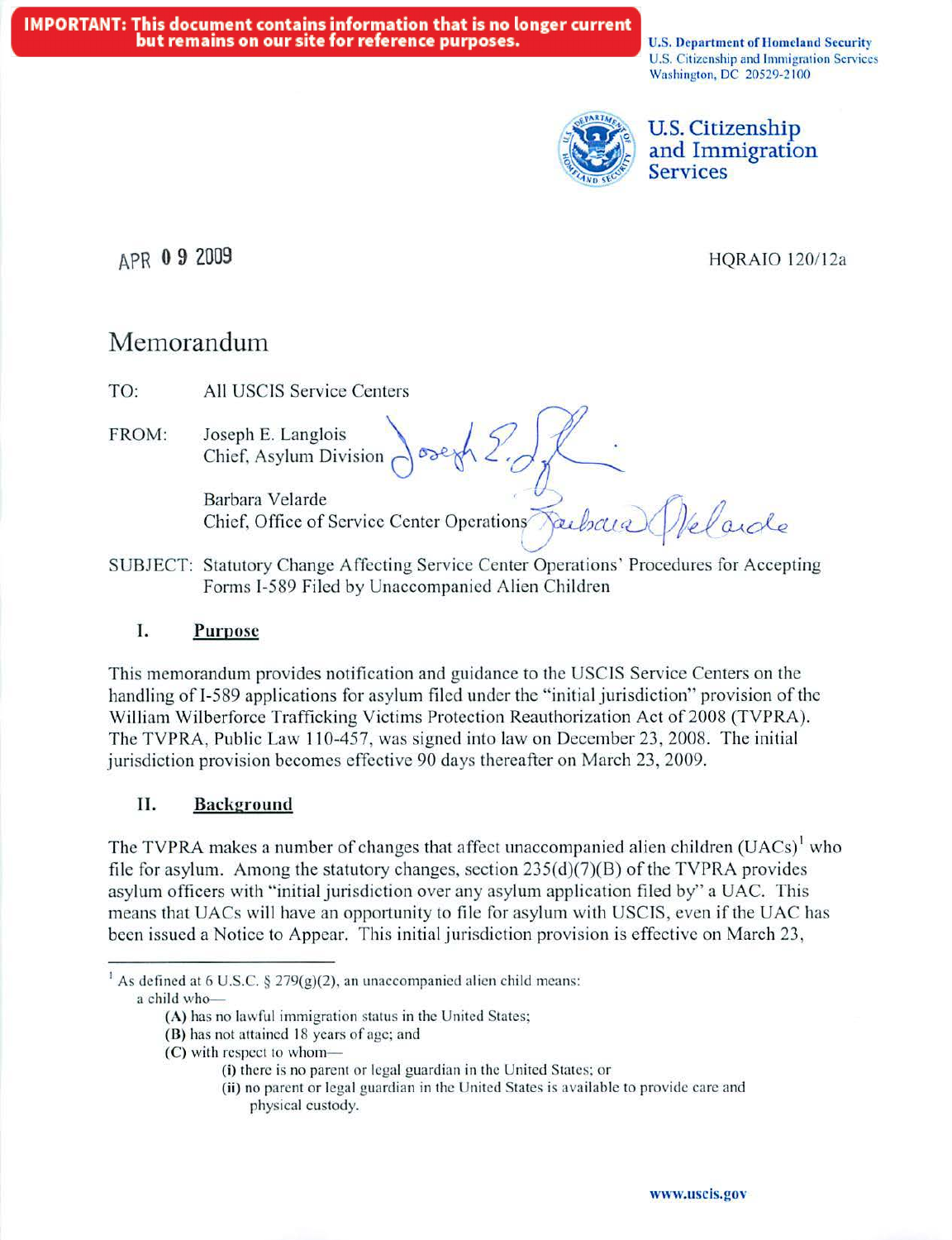**IMPORTANT: This document contains information that is no longer current but remains on our site for reference purposes.**

U.S. Department of Homeland Security
U.S. Citizenship and Immigration Services
Washington, DC 20529-2100

U.S. Citizenship and Immigration Services

APR 09 2009

HQRAIO 120/12a

# Memorandum

TO: All USCIS Service Centers

FROM: Joseph E. Langlois
Chief, Asylum Division

Barbara Velarde
Chief, Office of Service Center Operations

SUBJECT: Statutory Change Affecting Service Center Operations' Procedures for Accepting Forms I-589 Filed by Unaccompanied Alien Children

## I. Purpose

This memorandum provides notification and guidance to the USCIS Service Centers on the handling of I-589 applications for asylum filed under the "initial jurisdiction" provision of the William Wilberforce Trafficking Victims Protection Reauthorization Act of 2008 (TVPRA). The TVPRA, Public Law 110-457, was signed into law on December 23, 2008. The initial jurisdiction provision becomes effective 90 days thereafter on March 23, 2009.

## II. Background

The TVPRA makes a number of changes that affect unaccompanied alien children (UACs)[1] who file for asylum. Among the statutory changes, section 235(d)(7)(B) of the TVPRA provides asylum officers with "initial jurisdiction over any asylum application filed by" a UAC. This means that UACs will have an opportunity to file for asylum with USCIS, even if the UAC has been issued a Notice to Appear. This initial jurisdiction provision is effective on March 23,

---

[1] As defined at 6 U.S.C. § 279(g)(2), an unaccompanied alien child means:
a child who—
(A) has no lawful immigration status in the United States;
(B) has not attained 18 years of age; and
(C) with respect to whom—
(i) there is no parent or legal guardian in the United States; or
(ii) no parent or legal guardian in the United States is available to provide care and physical custody.

www.uscis.gov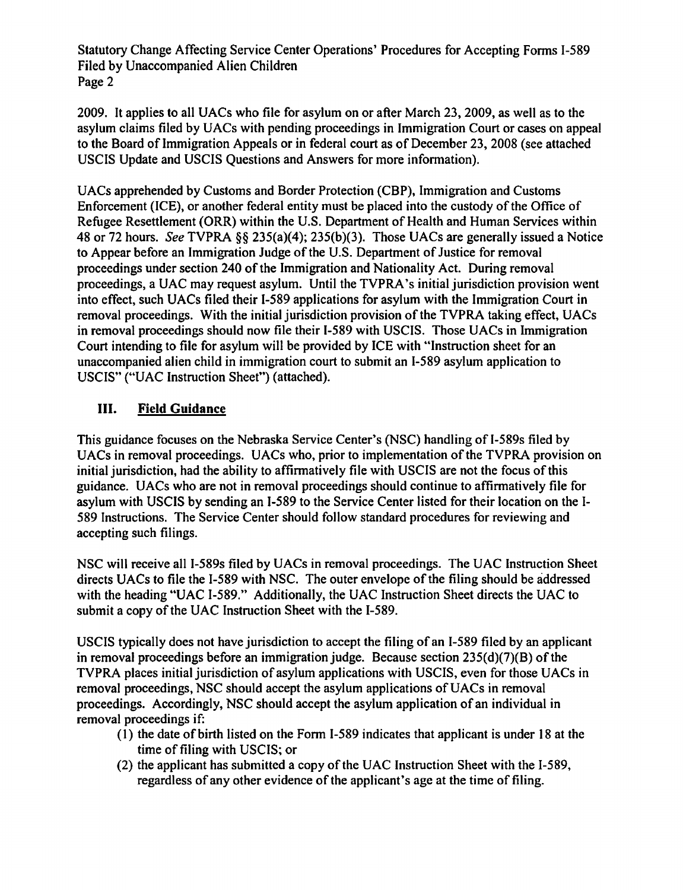2009. It applies to all UACs who file for asylum on or after March 23, 2009, as well as to the asylum claims filed by UACs with pending proceedings in Immigration Court or cases on appeal to the Board of Immigration Appeals or in federal court as of December 23, 2008 (see attached USCIS Update and USCIS Questions and Answers for more information).

UACs apprehended by Customs and Border Protection (CBP), Immigration and Customs Enforcement (ICE), or another federal entity must be placed into the custody of the Office of Refugee Resettlement (ORR) within the U.S. Department of Health and Human Services within 48 or 72 hours. *See* TVPRA §§ 235(a)(4); 235(b)(3). Those UACs are generally issued a Notice to Appear before an Immigration Judge of the U.S. Department of Justice for removal proceedings under section 240 of the Immigration and Nationality Act. During removal proceedings, a UAC may request asylum. Until the TVPRA's initial jurisdiction provision went into effect, such UACs filed their I-589 applications for asylum with the Immigration Court in removal proceedings. With the initial jurisdiction provision of the TVPRA taking effect, UACs in removal proceedings should now file their I-589 with USCIS. Those UACs in Immigration Court intending to file for asylum will be provided by ICE with "Instruction sheet for an unaccompanied alien child in immigration court to submit an I-589 asylum application to USCIS" ("UAC Instruction Sheet") (attached).

## III. Field Guidance

This guidance focuses on the Nebraska Service Center's (NSC) handling of I-589s filed by UACs in removal proceedings. UACs who, prior to implementation of the TVPRA provision on initial jurisdiction, had the ability to affirmatively file with USCIS are not the focus of this guidance. UACs who are not in removal proceedings should continue to affirmatively file for asylum with USCIS by sending an I-589 to the Service Center listed for their location on the I-589 Instructions. The Service Center should follow standard procedures for reviewing and accepting such filings.

NSC will receive all I-589s filed by UACs in removal proceedings. The UAC Instruction Sheet directs UACs to file the I-589 with NSC. The outer envelope of the filing should be addressed with the heading "UAC I-589." Additionally, the UAC Instruction Sheet directs the UAC to submit a copy of the UAC Instruction Sheet with the I-589.

USCIS typically does not have jurisdiction to accept the filing of an I-589 filed by an applicant in removal proceedings before an immigration judge. Because section 235(d)(7)(B) of the TVPRA places initial jurisdiction of asylum applications with USCIS, even for those UACs in removal proceedings, NSC should accept the asylum applications of UACs in removal proceedings. Accordingly, NSC should accept the asylum application of an individual in removal proceedings if:

(1) the date of birth listed on the Form I-589 indicates that applicant is under 18 at the time of filing with USCIS; or

(2) the applicant has submitted a copy of the UAC Instruction Sheet with the I-589, regardless of any other evidence of the applicant's age at the time of filing.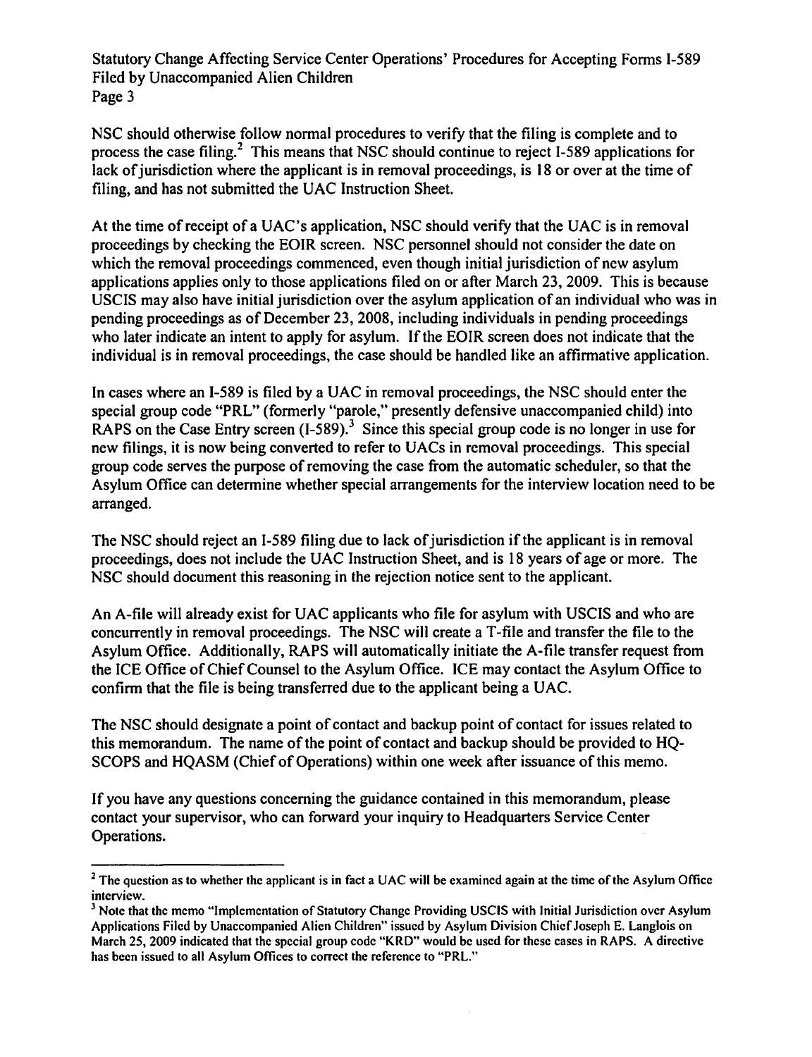NSC should otherwise follow normal procedures to verify that the filing is complete and to process the case filing.[2] This means that NSC should continue to reject I-589 applications for lack of jurisdiction where the applicant is in removal proceedings, is 18 or over at the time of filing, and has not submitted the UAC Instruction Sheet.

At the time of receipt of a UAC's application, NSC should verify that the UAC is in removal proceedings by checking the EOIR screen. NSC personnel should not consider the date on which the removal proceedings commenced, even though initial jurisdiction of new asylum applications applies only to those applications filed on or after March 23, 2009. This is because USCIS may also have initial jurisdiction over the asylum application of an individual who was in pending proceedings as of December 23, 2008, including individuals in pending proceedings who later indicate an intent to apply for asylum. If the EOIR screen does not indicate that the individual is in removal proceedings, the case should be handled like an affirmative application.

In cases where an I-589 is filed by a UAC in removal proceedings, the NSC should enter the special group code "PRL" (formerly "parole," presently defensive unaccompanied child) into RAPS on the Case Entry screen (I-589).[3] Since this special group code is no longer in use for new filings, it is now being converted to refer to UACs in removal proceedings. This special group code serves the purpose of removing the case from the automatic scheduler, so that the Asylum Office can determine whether special arrangements for the interview location need to be arranged.

The NSC should reject an I-589 filing due to lack of jurisdiction if the applicant is in removal proceedings, does not include the UAC Instruction Sheet, and is 18 years of age or more. The NSC should document this reasoning in the rejection notice sent to the applicant.

An A-file will already exist for UAC applicants who file for asylum with USCIS and who are concurrently in removal proceedings. The NSC will create a T-file and transfer the file to the Asylum Office. Additionally, RAPS will automatically initiate the A-file transfer request from the ICE Office of Chief Counsel to the Asylum Office. ICE may contact the Asylum Office to confirm that the file is being transferred due to the applicant being a UAC.

The NSC should designate a point of contact and backup point of contact for issues related to this memorandum. The name of the point of contact and backup should be provided to HQ-SCOPS and HQASM (Chief of Operations) within one week after issuance of this memo.

If you have any questions concerning the guidance contained in this memorandum, please contact your supervisor, who can forward your inquiry to Headquarters Service Center Operations.

---

[2] The question as to whether the applicant is in fact a UAC will be examined again at the time of the Asylum Office interview.

[3] Note that the memo "Implementation of Statutory Change Providing USCIS with Initial Jurisdiction over Asylum Applications Filed by Unaccompanied Alien Children" issued by Asylum Division Chief Joseph E. Langlois on March 25, 2009 indicated that the special group code "KRD" would be used for these cases in RAPS. A directive has been issued to all Asylum Offices to correct the reference to "PRL."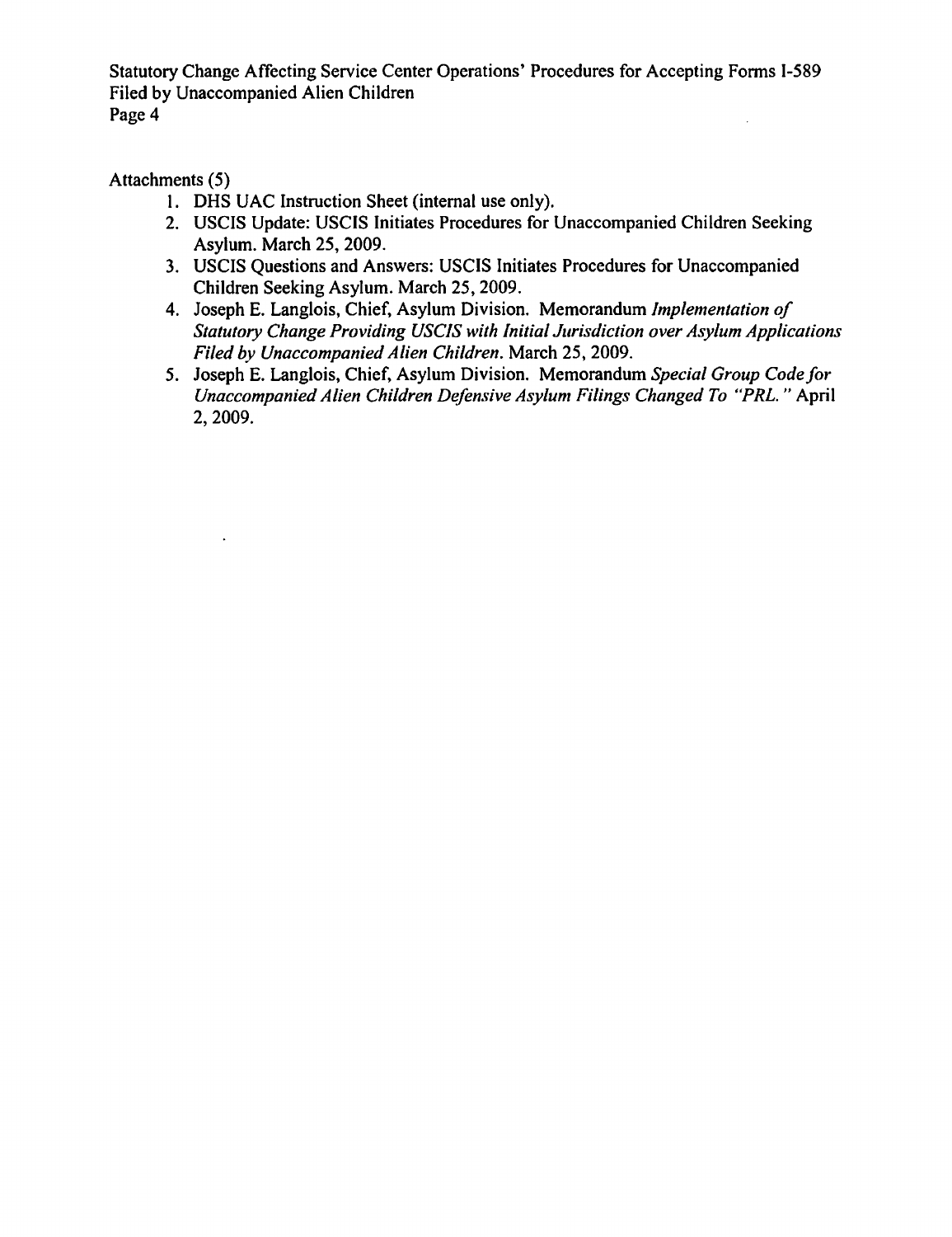Attachments (5)

1. DHS UAC Instruction Sheet (internal use only).
2. USCIS Update: USCIS Initiates Procedures for Unaccompanied Children Seeking Asylum. March 25, 2009.
3. USCIS Questions and Answers: USCIS Initiates Procedures for Unaccompanied Children Seeking Asylum. March 25, 2009.
4. Joseph E. Langlois, Chief, Asylum Division. Memorandum *Implementation of Statutory Change Providing USCIS with Initial Jurisdiction over Asylum Applications Filed by Unaccompanied Alien Children*. March 25, 2009.
5. Joseph E. Langlois, Chief, Asylum Division. Memorandum *Special Group Code for Unaccompanied Alien Children Defensive Asylum Filings Changed To "PRL."* April 2, 2009.